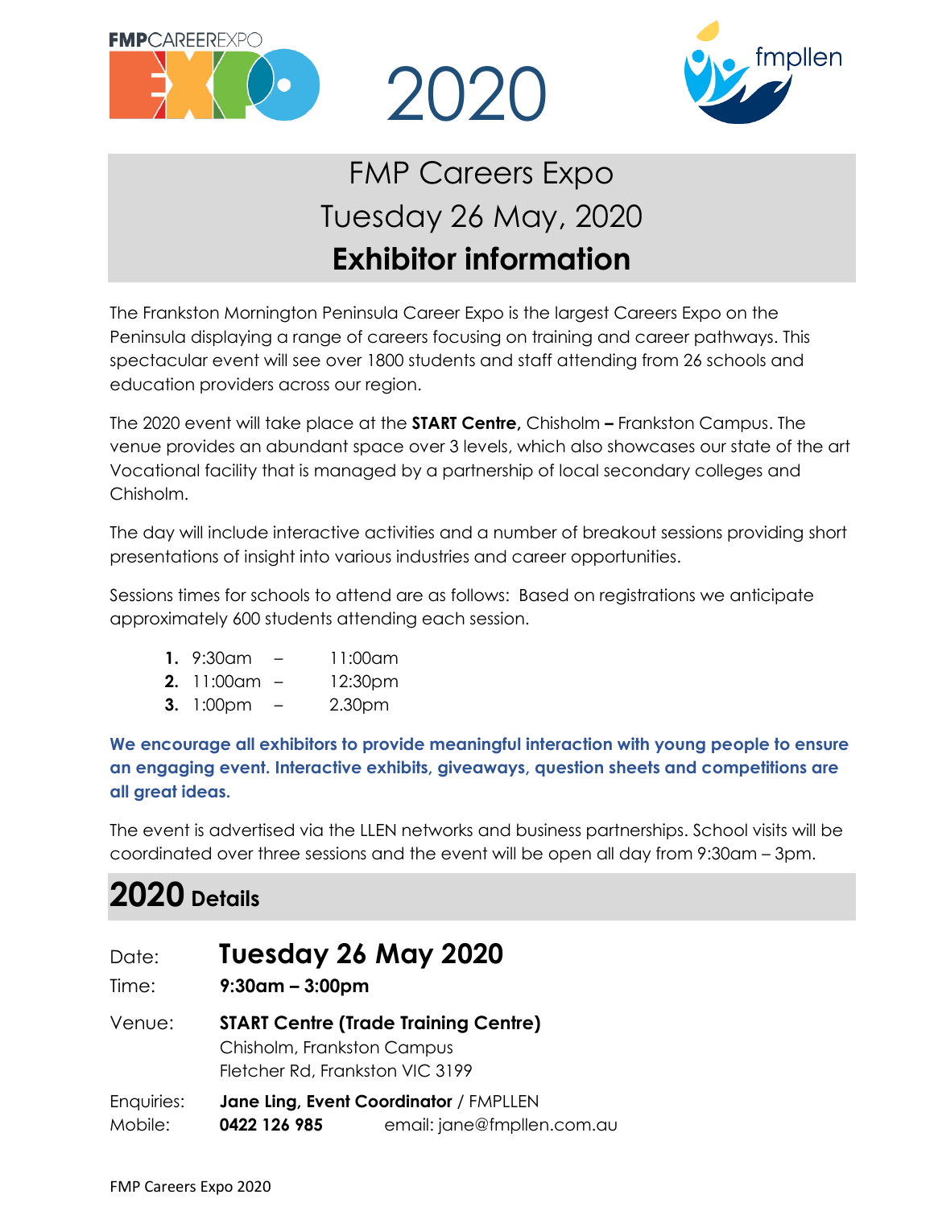FMPCAREEREXPO

# 2020

fmpllen

# FMP Careers Expo
# Tuesday 26 May, 2020
# **Exhibitor information**

The Frankston Mornington Peninsula Career Expo is the largest Careers Expo on the Peninsula displaying a range of careers focusing on training and career pathways. This spectacular event will see over 1800 students and staff attending from 26 schools and education providers across our region.

The 2020 event will take place at the **START Centre,** Chisholm **–** Frankston Campus. The venue provides an abundant space over 3 levels, which also showcases our state of the art Vocational facility that is managed by a partnership of local secondary colleges and Chisholm.

The day will include interactive activities and a number of breakout sessions providing short presentations of insight into various industries and career opportunities.

Sessions times for schools to attend are as follows: Based on registrations we anticipate approximately 600 students attending each session.

1. 9:30am – 11:00am
2. 11:00am – 12:30pm
3. 1:00pm – 2.30pm

**We encourage all exhibitors to provide meaningful interaction with young people to ensure an engaging event. Interactive exhibits, giveaways, question sheets and competitions are all great ideas.**

The event is advertised via the LLEN networks and business partnerships. School visits will be coordinated over three sessions and the event will be open all day from 9:30am – 3pm.

## 2020 Details

Date: **Tuesday 26 May 2020**

Time: **9:30am – 3:00pm**

Venue: **START Centre (Trade Training Centre)**
Chisholm, Frankston Campus
Fletcher Rd, Frankston VIC 3199

Enquiries: **Jane Ling, Event Coordinator** / FMPLLEN

Mobile: **0422 126 985** email: jane@fmpllen.com.au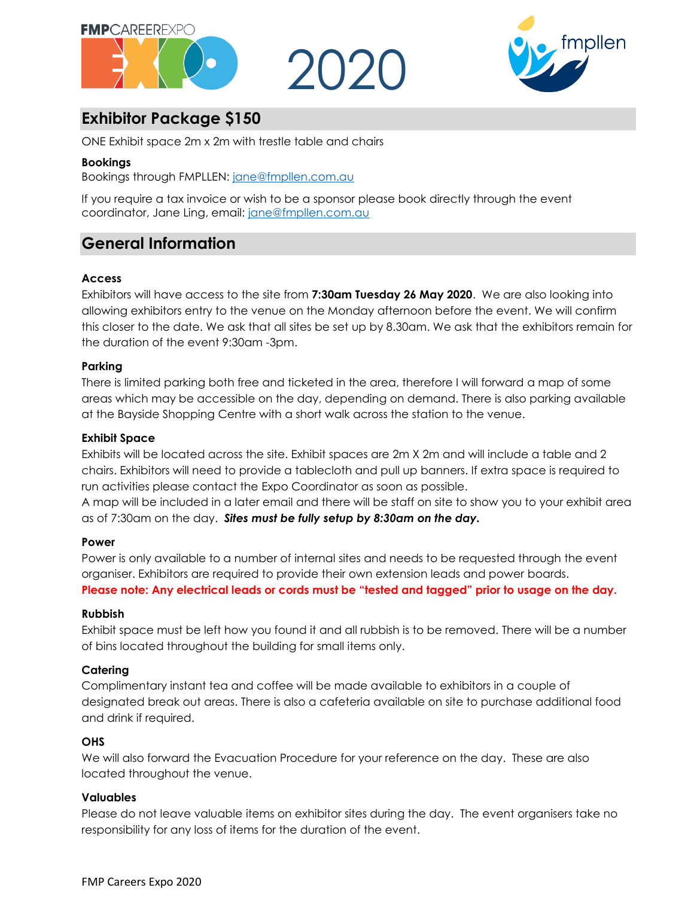FMPCAREEREXPO

2020

fmpllen

## Exhibitor Package $150

ONE Exhibit space 2m x 2m with trestle table and chairs

**Bookings**

Bookings through FMPLLEN: jane@fmpllen.com.au

If you require a tax invoice or wish to be a sponsor please book directly through the event coordinator, Jane Ling, email: jane@fmpllen.com.au

## General Information

**Access**

Exhibitors will have access to the site from **7:30am Tuesday 26 May 2020**. We are also looking into allowing exhibitors entry to the venue on the Monday afternoon before the event. We will confirm this closer to the date. We ask that all sites be set up by 8.30am. We ask that the exhibitors remain for the duration of the event 9:30am -3pm.

**Parking**

There is limited parking both free and ticketed in the area, therefore I will forward a map of some areas which may be accessible on the day, depending on demand. There is also parking available at the Bayside Shopping Centre with a short walk across the station to the venue.

**Exhibit Space**

Exhibits will be located across the site. Exhibit spaces are 2m X 2m and will include a table and 2 chairs. Exhibitors will need to provide a tablecloth and pull up banners. If extra space is required to run activities please contact the Expo Coordinator as soon as possible.
A map will be included in a later email and there will be staff on site to show you to your exhibit area as of 7:30am on the day. ***Sites must be fully setup by 8:30am on the day.***

**Power**

Power is only available to a number of internal sites and needs to be requested through the event organiser. Exhibitors are required to provide their own extension leads and power boards.
**Please note: Any electrical leads or cords must be "tested and tagged" prior to usage on the day.**

**Rubbish**

Exhibit space must be left how you found it and all rubbish is to be removed. There will be a number of bins located throughout the building for small items only.

**Catering**

Complimentary instant tea and coffee will be made available to exhibitors in a couple of designated break out areas. There is also a cafeteria available on site to purchase additional food and drink if required.

**OHS**

We will also forward the Evacuation Procedure for your reference on the day. These are also located throughout the venue.

**Valuables**

Please do not leave valuable items on exhibitor sites during the day. The event organisers take no responsibility for any loss of items for the duration of the event.